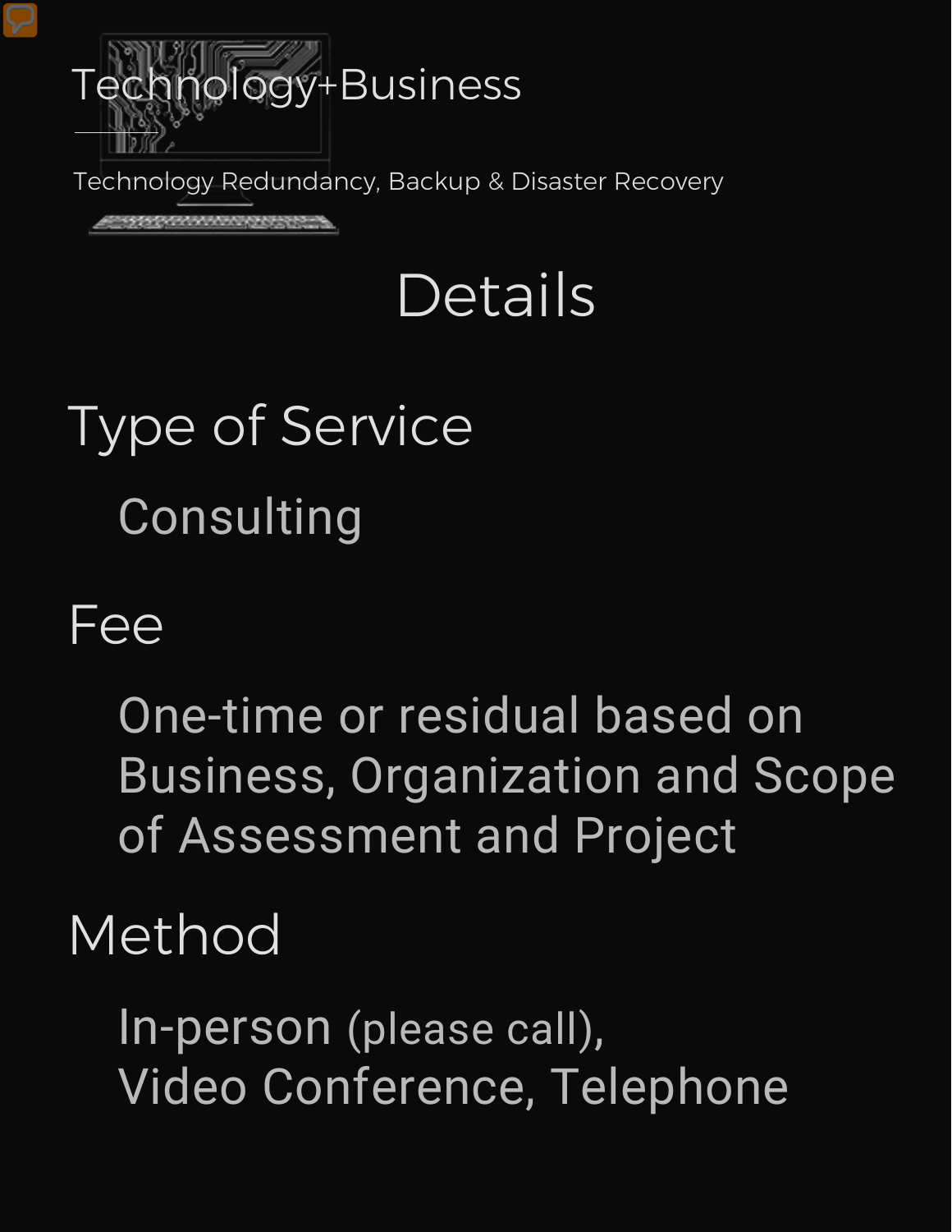# Technology+Business

Technology Redundancy, Backup & Disaster Recovery

## Details

### Type of Service

Consulting

### Fee

One-time or residual based on Business, Organization and Scope of Assessment and Project

### Method

In-person (please call),
Video Conference, Telephone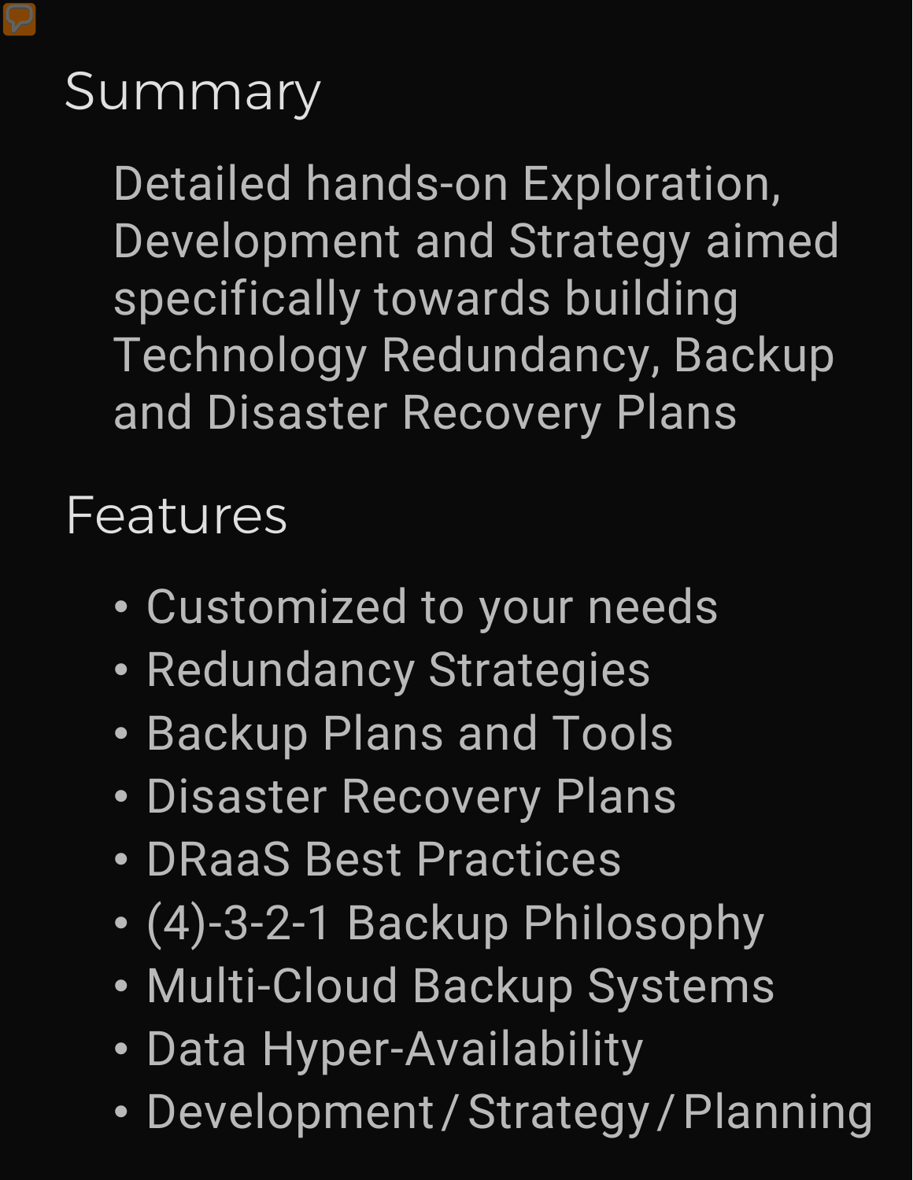## Summary

Detailed hands-on Exploration, Development and Strategy aimed specifically towards building Technology Redundancy, Backup and Disaster Recovery Plans

## Features

- Customized to your needs
- Redundancy Strategies
- Backup Plans and Tools
- Disaster Recovery Plans
- DRaaS Best Practices
- (4)-3-2-1 Backup Philosophy
- Multi-Cloud Backup Systems
- Data Hyper-Availability
- Development / Strategy / Planning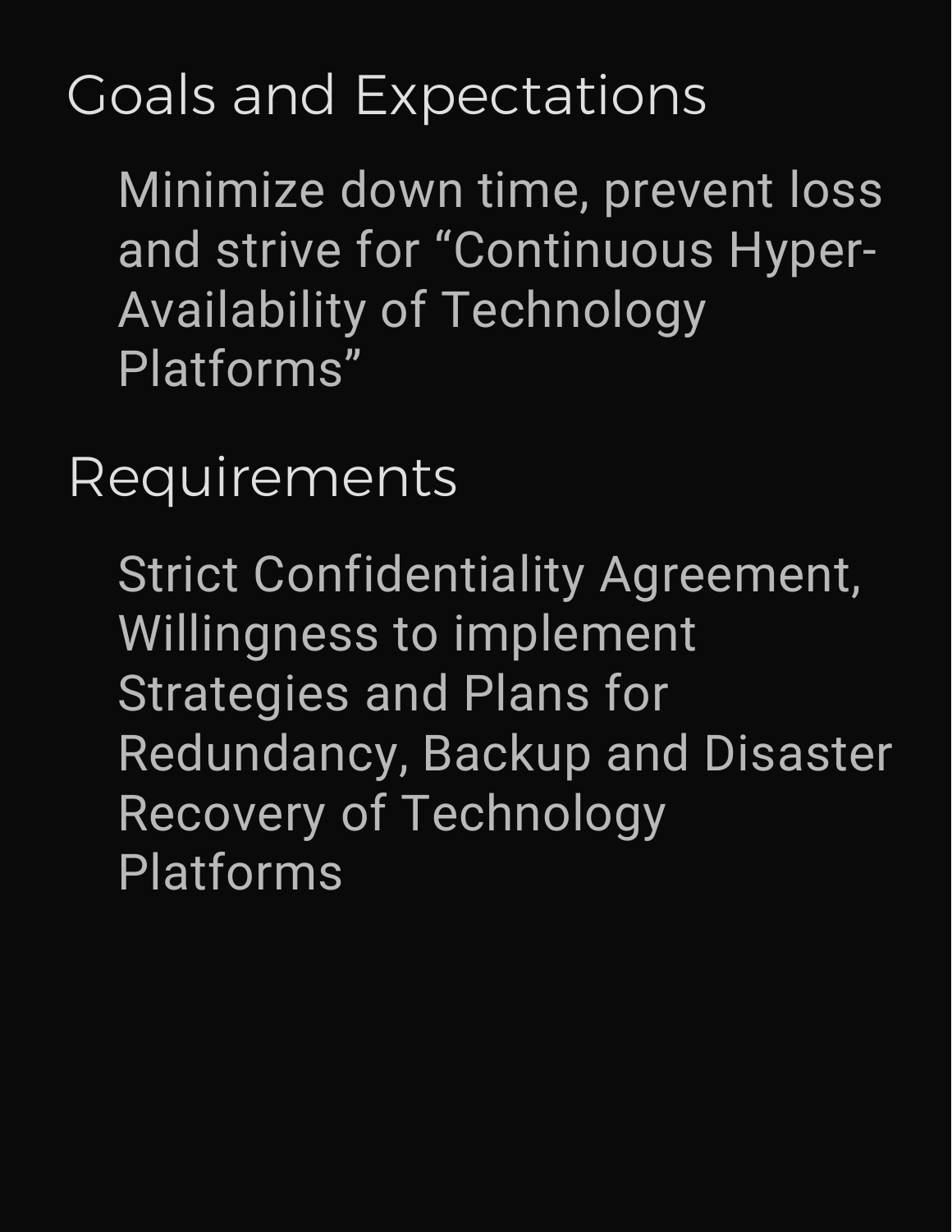## Goals and Expectations

Minimize down time, prevent loss and strive for “Continuous Hyper-Availability of Technology Platforms”

## Requirements

Strict Confidentiality Agreement, Willingness to implement Strategies and Plans for Redundancy, Backup and Disaster Recovery of Technology Platforms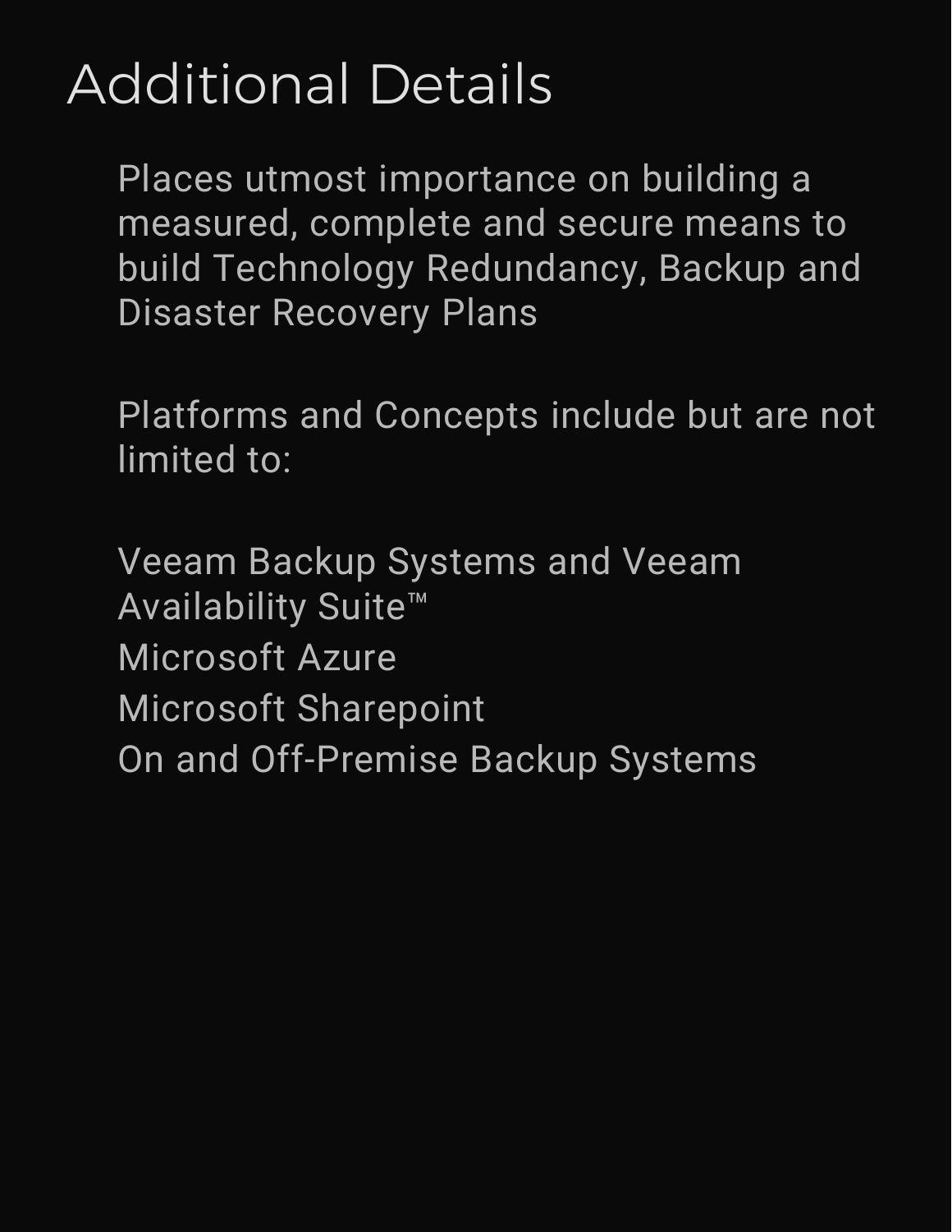# Additional Details

Places utmost importance on building a measured, complete and secure means to build Technology Redundancy, Backup and Disaster Recovery Plans

Platforms and Concepts include but are not limited to:

Veeam Backup Systems and Veeam Availability Suite™
Microsoft Azure
Microsoft Sharepoint
On and Off-Premise Backup Systems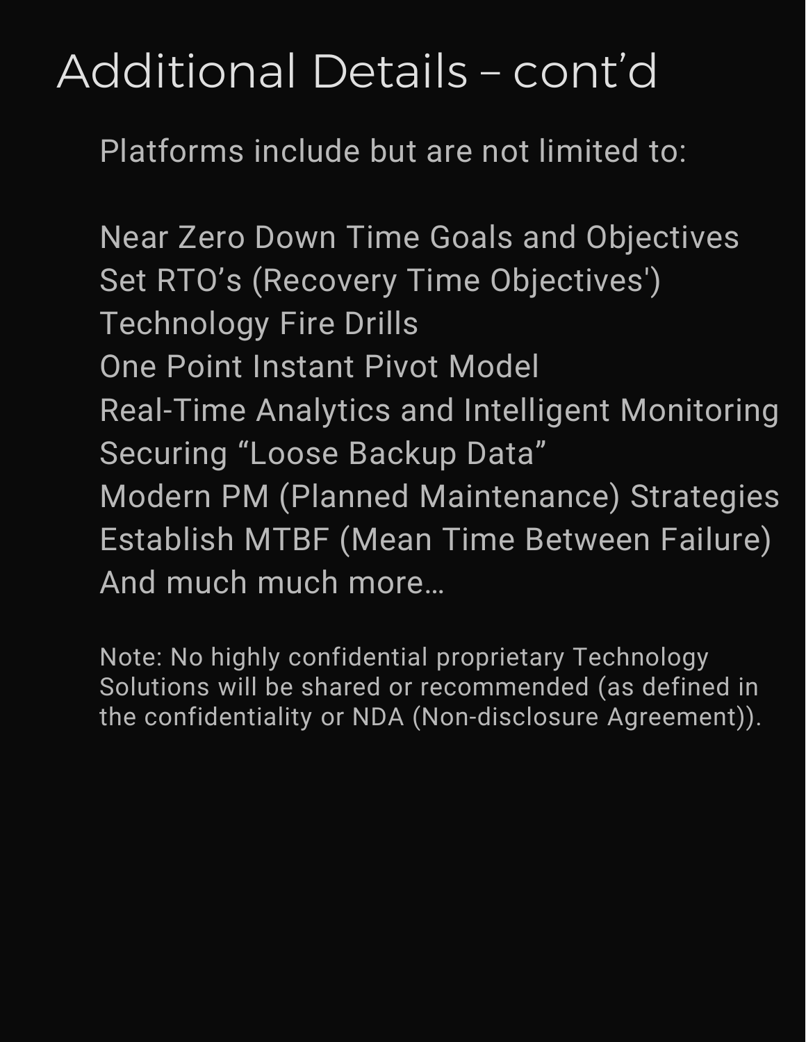# Additional Details – cont'd

Platforms include but are not limited to:

Near Zero Down Time Goals and Objectives
Set RTO's (Recovery Time Objectives')
Technology Fire Drills
One Point Instant Pivot Model
Real-Time Analytics and Intelligent Monitoring
Securing "Loose Backup Data"
Modern PM (Planned Maintenance) Strategies
Establish MTBF (Mean Time Between Failure)
And much much more…

Note: No highly confidential proprietary Technology Solutions will be shared or recommended (as defined in the confidentiality or NDA (Non-disclosure Agreement)).